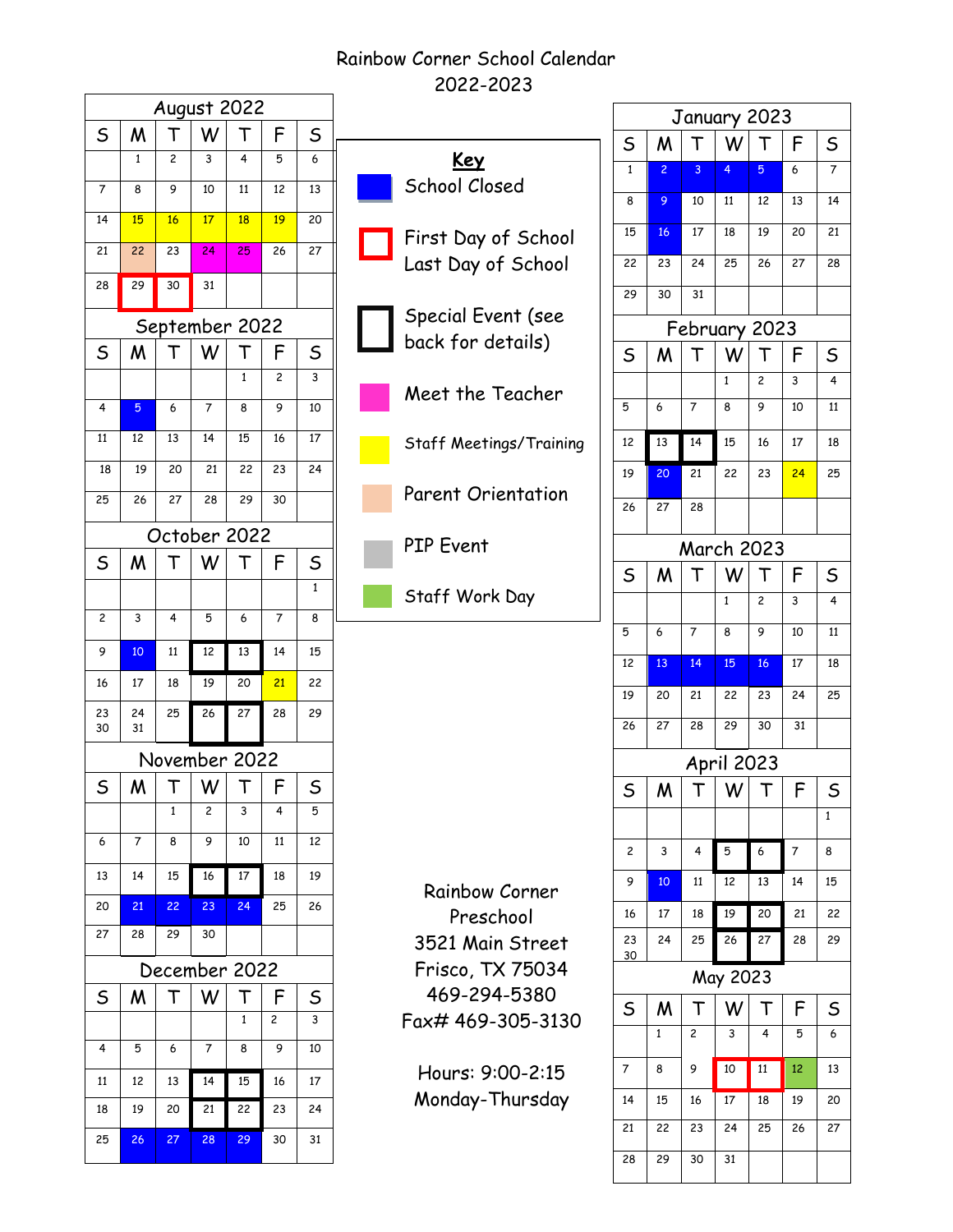# Rainbow Corner School Calendar
## 2022-2023

### August 2022

| S | M | T | W | T | F | S |
|---|---|---|---|---|---|---|
| | 1 | 2 | 3 | 4 | 5 | 6 |
| 7 | 8 | 9 | 10 | 11 | 12 | 13 |
| 14 | 15 | 16 | 17 | 18 | 19 | 20 |
| 21 | 22 | 23 | 24 | 25 | 26 | 27 |
| 28 | 29 | 30 | 31 | | | |

### September 2022

| S | M | T | W | T | F | S |
|---|---|---|---|---|---|---|
| | | | | 1 | 2 | 3 |
| 4 | 5 | 6 | 7 | 8 | 9 | 10 |
| 11 | 12 | 13 | 14 | 15 | 16 | 17 |
| 18 | 19 | 20 | 21 | 22 | 23 | 24 |
| 25 | 26 | 27 | 28 | 29 | 30 | |

### October 2022

| S | M | T | W | T | F | S |
|---|---|---|---|---|---|---|
| | | | | | | 1 |
| 2 | 3 | 4 | 5 | 6 | 7 | 8 |
| 9 | 10 | 11 | 12 | 13 | 14 | 15 |
| 16 | 17 | 18 | 19 | 20 | 21 | 22 |
| 23 30 | 24 31 | 25 | 26 | 27 | 28 | 29 |

### November 2022

| S | M | T | W | T | F | S |
|---|---|---|---|---|---|---|
| | | 1 | 2 | 3 | 4 | 5 |
| 6 | 7 | 8 | 9 | 10 | 11 | 12 |
| 13 | 14 | 15 | 16 | 17 | 18 | 19 |
| 20 | 21 | 22 | 23 | 24 | 25 | 26 |
| 27 | 28 | 29 | 30 | | | |

### December 2022

| S | M | T | W | T | F | S |
|---|---|---|---|---|---|---|
| | | | | 1 | 2 | 3 |
| 4 | 5 | 6 | 7 | 8 | 9 | 10 |
| 11 | 12 | 13 | 14 | 15 | 16 | 17 |
| 18 | 19 | 20 | 21 | 22 | 23 | 24 |
| 25 | 26 | 27 | 28 | 29 | 30 | 31 |

**Key**

- School Closed
- First Day of School / Last Day of School
- Special Event (see back for details)
- Meet the Teacher
- Staff Meetings/Training
- Parent Orientation
- PIP Event
- Staff Work Day

### January 2023

| S | M | T | W | T | F | S |
|---|---|---|---|---|---|---|
| 1 | 2 | 3 | 4 | 5 | 6 | 7 |
| 8 | 9 | 10 | 11 | 12 | 13 | 14 |
| 15 | 16 | 17 | 18 | 19 | 20 | 21 |
| 22 | 23 | 24 | 25 | 26 | 27 | 28 |
| 29 | 30 | 31 | | | | |

### February 2023

| S | M | T | W | T | F | S |
|---|---|---|---|---|---|---|
| | | | 1 | 2 | 3 | 4 |
| 5 | 6 | 7 | 8 | 9 | 10 | 11 |
| 12 | 13 | 14 | 15 | 16 | 17 | 18 |
| 19 | 20 | 21 | 22 | 23 | 24 | 25 |
| 26 | 27 | 28 | | | | |

### March 2023

| S | M | T | W | T | F | S |
|---|---|---|---|---|---|---|
| | | | 1 | 2 | 3 | 4 |
| 5 | 6 | 7 | 8 | 9 | 10 | 11 |
| 12 | 13 | 14 | 15 | 16 | 17 | 18 |
| 19 | 20 | 21 | 22 | 23 | 24 | 25 |
| 26 | 27 | 28 | 29 | 30 | 31 | |

### April 2023

| S | M | T | W | T | F | S |
|---|---|---|---|---|---|---|
| | | | | | | 1 |
| 2 | 3 | 4 | 5 | 6 | 7 | 8 |
| 9 | 10 | 11 | 12 | 13 | 14 | 15 |
| 16 | 17 | 18 | 19 | 20 | 21 | 22 |
| 23 30 | 24 | 25 | 26 | 27 | 28 | 29 |

### May 2023

| S | M | T | W | T | F | S |
|---|---|---|---|---|---|---|
| | 1 | 2 | 3 | 4 | 5 | 6 |
| 7 | 8 | 9 | 10 | 11 | 12 | 13 |
| 14 | 15 | 16 | 17 | 18 | 19 | 20 |
| 21 | 22 | 23 | 24 | 25 | 26 | 27 |
| 28 | 29 | 30 | 31 | | | |

Rainbow Corner
Preschool
3521 Main Street
Frisco, TX 75034
469-294-5380
Fax# 469-305-3130

Hours: 9:00-2:15
Monday-Thursday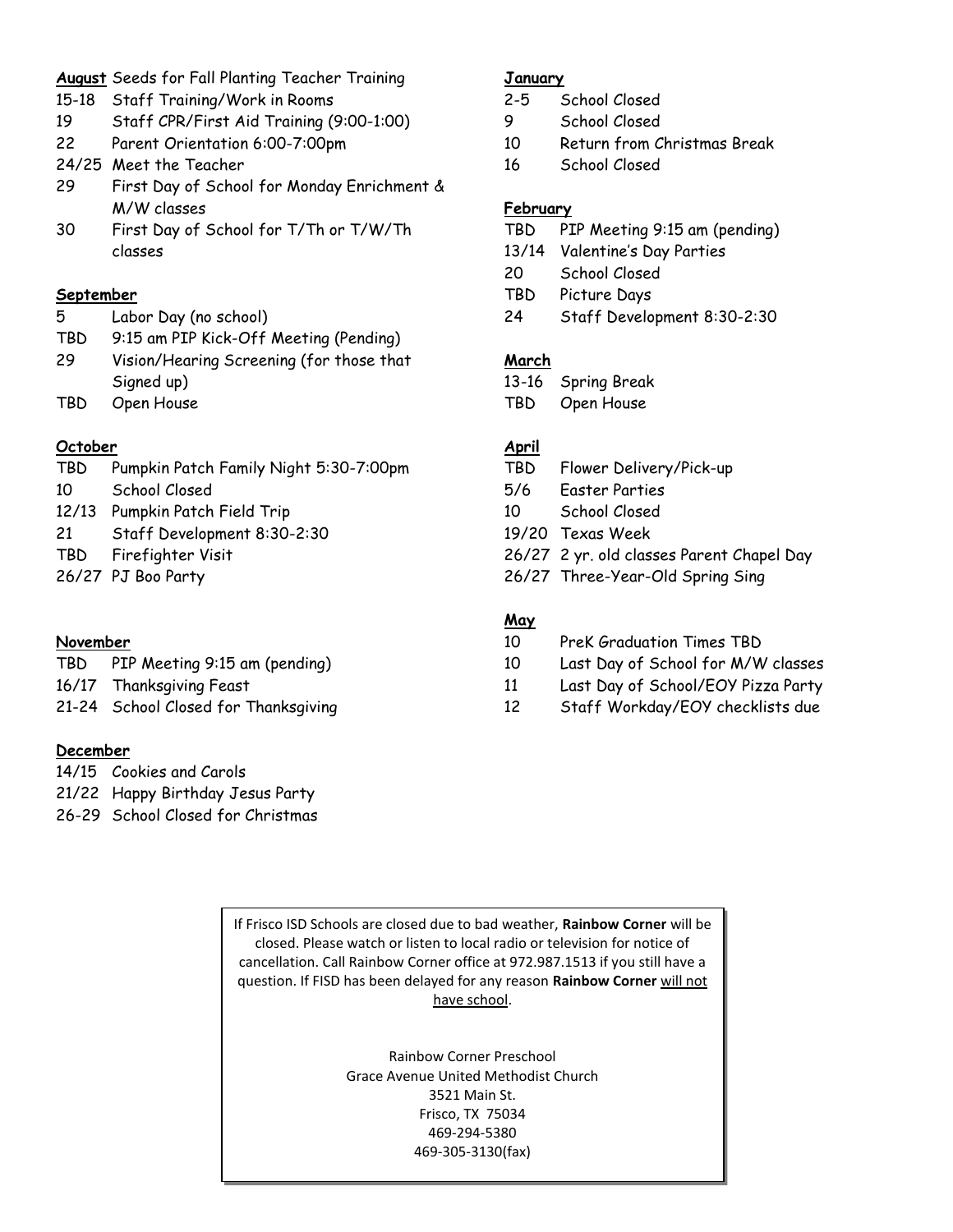**August** Seeds for Fall Planting Teacher Training

- 15-18 Staff Training/Work in Rooms
- 19 Staff CPR/First Aid Training (9:00-1:00)
- 22 Parent Orientation 6:00-7:00pm
- 24/25 Meet the Teacher
- 29 First Day of School for Monday Enrichment & M/W classes
- 30 First Day of School for T/Th or T/W/Th classes

**September**

- 5 Labor Day (no school)
- TBD 9:15 am PIP Kick-Off Meeting (Pending)
- 29 Vision/Hearing Screening (for those that Signed up)
- TBD Open House

**October**

- TBD Pumpkin Patch Family Night 5:30-7:00pm
- 10 School Closed
- 12/13 Pumpkin Patch Field Trip
- 21 Staff Development 8:30-2:30
- TBD Firefighter Visit
- 26/27 PJ Boo Party

**November**

- TBD PIP Meeting 9:15 am (pending)
- 16/17 Thanksgiving Feast
- 21-24 School Closed for Thanksgiving

**December**

- 14/15 Cookies and Carols
- 21/22 Happy Birthday Jesus Party
- 26-29 School Closed for Christmas

**January**

- 2-5 School Closed
- 9 School Closed
- 10 Return from Christmas Break
- 16 School Closed

**February**

- TBD PIP Meeting 9:15 am (pending)
- 13/14 Valentine's Day Parties
- 20 School Closed
- TBD Picture Days
- 24 Staff Development 8:30-2:30

**March**

- 13-16 Spring Break
- TBD Open House

**April**

- TBD Flower Delivery/Pick-up
- 5/6 Easter Parties
- 10 School Closed
- 19/20 Texas Week
- 26/27 2 yr. old classes Parent Chapel Day
- 26/27 Three-Year-Old Spring Sing

**May**

- 10 PreK Graduation Times TBD
- 10 Last Day of School for M/W classes
- 11 Last Day of School/EOY Pizza Party
- 12 Staff Workday/EOY checklists due

If Frisco ISD Schools are closed due to bad weather, **Rainbow Corner** will be closed. Please watch or listen to local radio or television for notice of cancellation. Call Rainbow Corner office at 972.987.1513 if you still have a question. If FISD has been delayed for any reason **Rainbow Corner** will not have school.

Rainbow Corner Preschool
Grace Avenue United Methodist Church
3521 Main St.
Frisco, TX 75034
469-294-5380
469-305-3130(fax)